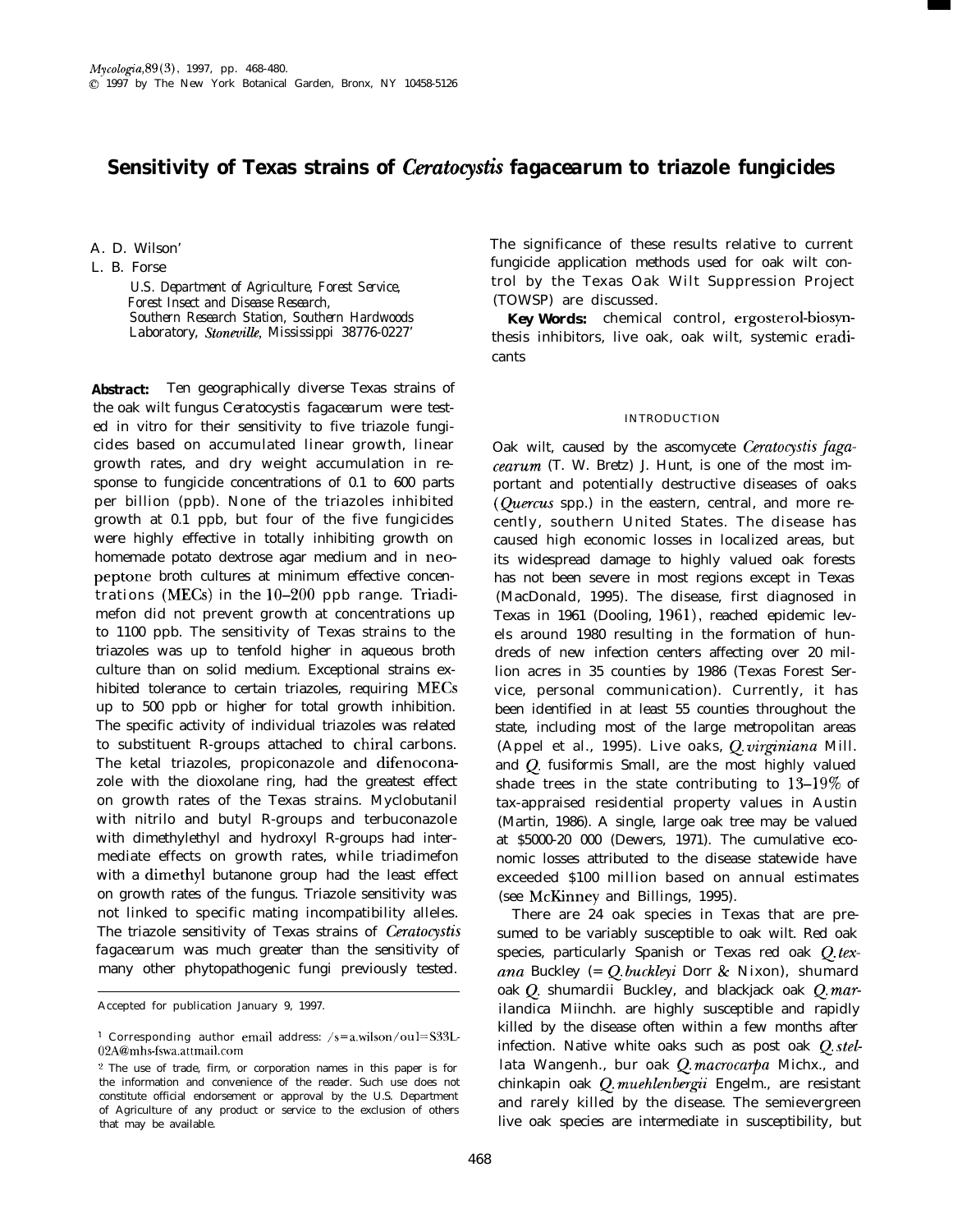# Sensitivity of Texas strains of *Ceratocystis fagacearum* to triazole fungicides

A. D. Wilson[1]

L. B. Forse

*U.S. Department of Agriculture, Forest Service, Forest Insect and Disease Research, Southern Research Station, Southern Hardwoods Laboratory, Stoneville, Mississippi 38776-0227*[2]

**Abstract:** Ten geographically diverse Texas strains of the oak wilt fungus *Ceratocystis fagacearum* were tested in vitro for their sensitivity to five triazole fungicides based on accumulated linear growth, linear growth rates, and dry weight accumulation in response to fungicide concentrations of 0.1 to 600 parts per billion (ppb). None of the triazoles inhibited growth at 0.1 ppb, but four of the five fungicides were highly effective in totally inhibiting growth on homemade potato dextrose agar medium and in neopeptone broth cultures at minimum effective concentrations (MECs) in the 10–200 ppb range. Triadimefon did not prevent growth at concentrations up to 1100 ppb. The sensitivity of Texas strains to the triazoles was up to tenfold higher in aqueous broth culture than on solid medium. Exceptional strains exhibited tolerance to certain triazoles, requiring MECs up to 500 ppb or higher for total growth inhibition. The specific activity of individual triazoles was related to substituent R-groups attached to chiral carbons. The ketal triazoles, propiconazole and difenoconazole with the dioxolane ring, had the greatest effect on growth rates of the Texas strains. Myclobutanil with nitrilo and butyl R-groups and terbuconazole with dimethylethyl and hydroxyl R-groups had intermediate effects on growth rates, while triadimefon with a dimethyl butanone group had the least effect on growth rates of the fungus. Triazole sensitivity was not linked to specific mating incompatibility alleles. The triazole sensitivity of Texas strains of *Ceratocystis fagacearum* was much greater than the sensitivity of many other phytopathogenic fungi previously tested. The significance of these results relative to current fungicide application methods used for oak wilt control by the Texas Oak Wilt Suppression Project (TOWSP) are discussed.

**Key Words:** chemical control, ergosterol-biosynthesis inhibitors, live oak, oak wilt, systemic eradicants

Accepted for publication January 9, 1997.

[1] Corresponding author email address: /s=a.wilson/oul=S33L-02A@mhs-fswa.attmail.com

[2] The use of trade, firm, or corporation names in this paper is for the information and convenience of the reader. Such use does not constitute official endorsement or approval by the U.S. Department of Agriculture of any product or service to the exclusion of others that may be available.

## INTRODUCTION

Oak wilt, caused by the ascomycete *Ceratocystis fagacearum* (T. W. Bretz) J. Hunt, is one of the most important and potentially destructive diseases of oaks (*Quercus* spp.) in the eastern, central, and more recently, southern United States. The disease has caused high economic losses in localized areas, but its widespread damage to highly valued oak forests has not been severe in most regions except in Texas (MacDonald, 1995). The disease, first diagnosed in Texas in 1961 (Dooling, 1961), reached epidemic levels around 1980 resulting in the formation of hundreds of new infection centers affecting over 20 million acres in 35 counties by 1986 (Texas Forest Service, personal communication). Currently, it has been identified in at least 55 counties throughout the state, including most of the large metropolitan areas (Appel et al., 1995). Live oaks, *Q. virginiana* Mill. and *Q.* fusiformis Small, are the most highly valued shade trees in the state contributing to 13–19% of tax-appraised residential property values in Austin (Martin, 1986). A single, large oak tree may be valued at $5000-20 000 (Dewers, 1971). The cumulative economic losses attributed to the disease statewide have exceeded $100 million based on annual estimates (see McKinney and Billings, 1995).

There are 24 oak species in Texas that are presumed to be variably susceptible to oak wilt. Red oak species, particularly Spanish or Texas red oak *Q. texana* Buckley (= *Q. buckleyi* Dorr & Nixon), shumard oak *Q.* shumardii Buckley, and blackjack oak *Q. marilandica* Münchh. are highly susceptible and rapidly killed by the disease often within a few months after infection. Native white oaks such as post oak *Q. stellata* Wangenh., bur oak *Q. macrocarpa* Michx., and chinkapin oak *Q. muehlenbergii* Engelm., are resistant and rarely killed by the disease. The semievergreen live oak species are intermediate in susceptibility, but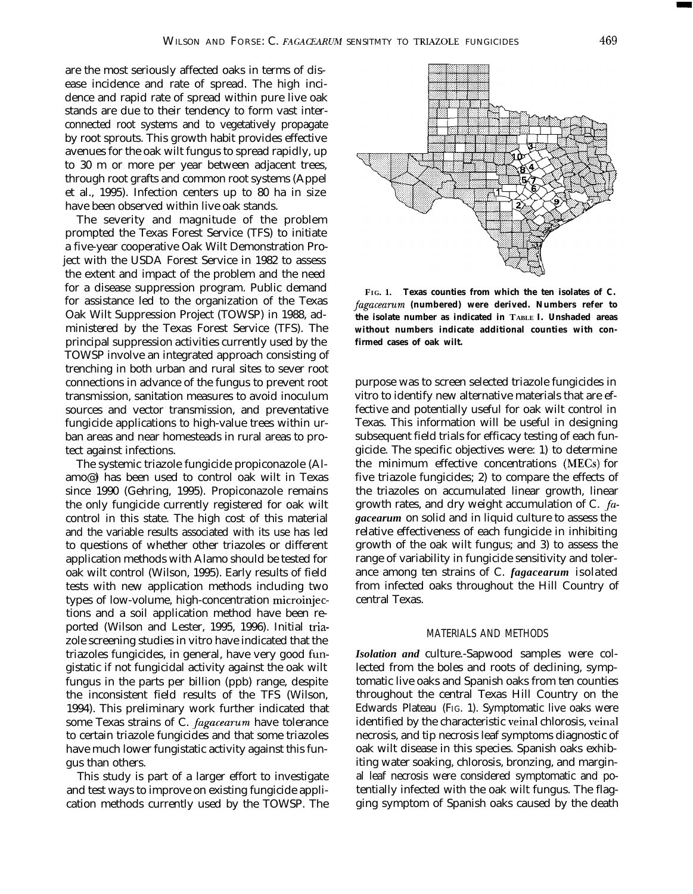are the most seriously affected oaks in terms of disease incidence and rate of spread. The high incidence and rapid rate of spread within pure live oak stands are due to their tendency to form vast interconnected root systems and to vegetatively propagate by root sprouts. This growth habit provides effective avenues for the oak wilt fungus to spread rapidly, up to 30 m or more per year between adjacent trees, through root grafts and common root systems (Appel et al., 1995). Infection centers up to 80 ha in size have been observed within live oak stands.

The severity and magnitude of the problem prompted the Texas Forest Service (TFS) to initiate a five-year cooperative Oak Wilt Demonstration Project with the USDA Forest Service in 1982 to assess the extent and impact of the problem and the need for a disease suppression program. Public demand for assistance led to the organization of the Texas Oak Wilt Suppression Project (TOWSP) in 1988, administered by the Texas Forest Service (TFS). The principal suppression activities currently used by the TOWSP involve an integrated approach consisting of trenching in both urban and rural sites to sever root connections in advance of the fungus to prevent root transmission, sanitation measures to avoid inoculum sources and vector transmission, and preventative fungicide applications to high-value trees within urban areas and near homesteads in rural areas to protect against infections.

The systemic triazole fungicide propiconazole (Alamo®) has been used to control oak wilt in Texas since 1990 (Gehring, 1995). Propiconazole remains the only fungicide currently registered for oak wilt control in this state. The high cost of this material and the variable results associated with its use has led to questions of whether other triazoles or different application methods with Alamo should be tested for oak wilt control (Wilson, 1995). Early results of field tests with new application methods including two types of low-volume, high-concentration microinjections and a soil application method have been reported (Wilson and Lester, 1995, 1996). Initial triazole screening studies in vitro have indicated that the triazoles fungicides, in general, have very good fungistatic if not fungicidal activity against the oak wilt fungus in the parts per billion (ppb) range, despite the inconsistent field results of the TFS (Wilson, 1994). This preliminary work further indicated that some Texas strains of *C. fagacearum* have tolerance to certain triazole fungicides and that some triazoles have much lower fungistatic activity against this fungus than others.

This study is part of a larger effort to investigate and test ways to improve on existing fungicide application methods currently used by the TOWSP. The purpose was to screen selected triazole fungicides in vitro to identify new alternative materials that are effective and potentially useful for oak wilt control in Texas. This information will be useful in designing subsequent field trials for efficacy testing of each fungicide. The specific objectives were: 1) to determine the minimum effective concentrations (MECs) for five triazole fungicides; 2) to compare the effects of the triazoles on accumulated linear growth, linear growth rates, and dry weight accumulation of *C. fagacearum* on solid and in liquid culture to assess the relative effectiveness of each fungicide in inhibiting growth of the oak wilt fungus; and 3) to assess the range of variability in fungicide sensitivity and tolerance among ten strains of *C. fagacearum* isolated from infected oaks throughout the Hill Country of central Texas.

**FIG. 1. Texas counties from which the ten isolates of *C. fagacearum* (numbered) were derived. Numbers refer to the isolate number as indicated in TABLE I. Unshaded areas without numbers indicate additional counties with confirmed cases of oak wilt.**

## MATERIALS AND METHODS

***Isolation and culture.***—Sapwood samples were collected from the boles and roots of declining, symptomatic live oaks and Spanish oaks from ten counties throughout the central Texas Hill Country on the Edwards Plateau (FIG. 1). Symptomatic live oaks were identified by the characteristic veinal chlorosis, veinal necrosis, and tip necrosis leaf symptoms diagnostic of oak wilt disease in this species. Spanish oaks exhibiting water soaking, chlorosis, bronzing, and marginal leaf necrosis were considered symptomatic and potentially infected with the oak wilt fungus. The flagging symptom of Spanish oaks caused by the death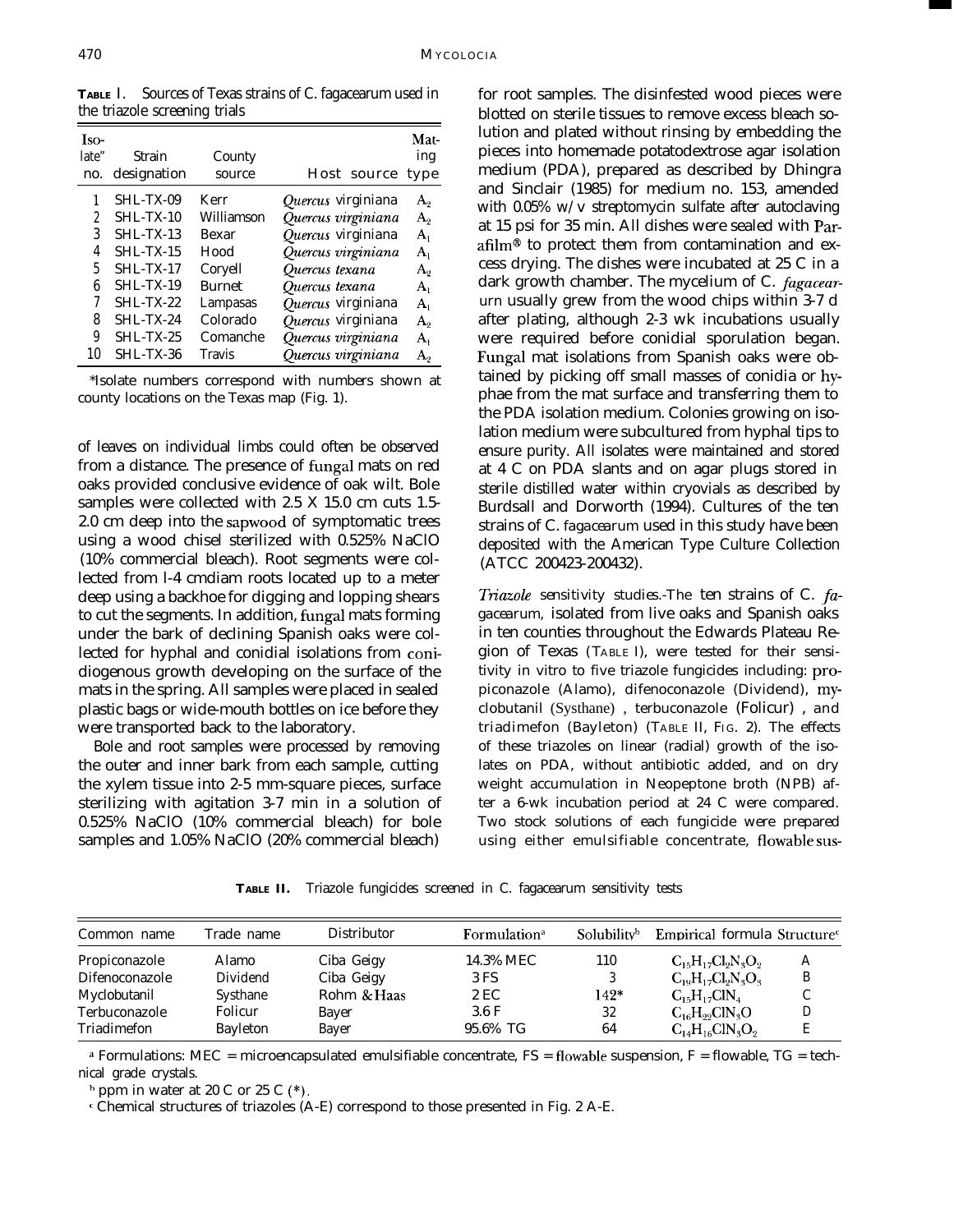**TABLE I.** Sources of Texas strains of C. fagacearum used in the triazole screening trials

| Isolate[a] no. | Strain designation | County source | Host source | Mating type |
|---|---|---|---|---|
| 1 | SHL-TX-09 | Kerr | *Quercus* virginiana | $A_2$ |
| 2 | SHL-TX-10 | Williamson | *Quercus virginiana* | $A_2$ |
| 3 | SHL-TX-13 | Bexar | *Quercus* virginiana | $A_1$ |
| 4 | SHL-TX-15 | Hood | *Quercus virginiana* | $A_1$ |
| 5 | SHL-TX-17 | Coryell | *Quercus texana* | $A_2$ |
| 6 | SHL-TX-19 | Burnet | *Quercus texana* | $A_1$ |
| 7 | SHL-TX-22 | Lampasas | *Quercus* virginiana | $A_1$ |
| 8 | SHL-TX-24 | Colorado | *Quercus* virginiana | $A_2$ |
| 9 | SHL-TX-25 | Comanche | *Quercus virginiana* | $A_1$ |
| 10 | SHL-TX-36 | Travis | *Quercus virginiana* | $A_2$ |

[a]Isolate numbers correspond with numbers shown at county locations on the Texas map (Fig. 1).

of leaves on individual limbs could often be observed from a distance. The presence of fungal mats on red oaks provided conclusive evidence of oak wilt. Bole samples were collected with 2.5 X 15.0 cm cuts 1.5-2.0 cm deep into the sapwood of symptomatic trees using a wood chisel sterilized with 0.525% NaClO (10% commercial bleach). Root segments were collected from l-4 cmdiam roots located up to a meter deep using a backhoe for digging and lopping shears to cut the segments. In addition, fungal mats forming under the bark of declining Spanish oaks were collected for hyphal and conidial isolations from conidiogenous growth developing on the surface of the mats in the spring. All samples were placed in sealed plastic bags or wide-mouth bottles on ice before they were transported back to the laboratory.

Bole and root samples were processed by removing the outer and inner bark from each sample, cutting the xylem tissue into 2-5 mm-square pieces, surface sterilizing with agitation 3-7 min in a solution of 0.525% NaClO (10% commercial bleach) for bole samples and 1.05% NaClO (20% commercial bleach) for root samples. The disinfested wood pieces were blotted on sterile tissues to remove excess bleach solution and plated without rinsing by embedding the pieces into homemade potatodextrose agar isolation medium (PDA), prepared as described by Dhingra and Sinclair (1985) for medium no. 153, amended with 0.05% w/v streptomycin sulfate after autoclaving at 15 psi for 35 min. All dishes were sealed with Parafilm® to protect them from contamination and excess drying. The dishes were incubated at 25 C in a dark growth chamber. The mycelium of C. *fagacearum* usually grew from the wood chips within 3-7 d after plating, although 2-3 wk incubations usually were required before conidial sporulation began. Fungal mat isolations from Spanish oaks were obtained by picking off small masses of conidia or hyphae from the mat surface and transferring them to the PDA isolation medium. Colonies growing on isolation medium were subcultured from hyphal tips to ensure purity. All isolates were maintained and stored at 4 C on PDA slants and on agar plugs stored in sterile distilled water within cryovials as described by Burdsall and Dorworth (1994). Cultures of the ten strains of C. fagacearum used in this study have been deposited with the American Type Culture Collection (ATCC 200423-200432).

*Triazole* sensitivity studies.-The ten strains of C. *fagacearum,* isolated from live oaks and Spanish oaks in ten counties throughout the Edwards Plateau Region of Texas (TABLE I), were tested for their sensitivity in vitro to five triazole fungicides including: propiconazole (Alamo), difenoconazole (Dividend), myclobutanil (Systhane), terbuconazole (Folicur), and triadimefon (Bayleton) (TABLE II, FIG. 2). The effects of these triazoles on linear (radial) growth of the isolates on PDA, without antibiotic added, and on dry weight accumulation in Neopeptone broth (NPB) after a 6-wk incubation period at 24 C were compared. Two stock solutions of each fungicide were prepared using either emulsifiable concentrate, flowable sus-

**TABLE II.** Triazole fungicides screened in C. fagacearum sensitivity tests

| Common name | Trade name | Distributor | Formulation[a] | Solubility[b] | Empirical formula | Structure[c] |
|---|---|---|---|---|---|---|
| Propiconazole | Alamo | Ciba Geigy | 14.3% MEC | 110 | $C_{15}H_{17}Cl_2N_3O_2$ | A |
| Difenoconazole | Dividend | Ciba Geigy | 3 FS | 3 | $C_{19}H_{17}Cl_2N_3O_3$ | B |
| Myclobutanil | Systhane | Rohm & Haas | 2 EC | 142* | $C_{15}H_{17}ClN_4$ | C |
| Terbuconazole | Folicur | Bayer | 3.6 F | 32 | $C_{16}H_{22}ClN_3O$ | D |
| Triadimefon | Bayleton | Bayer | 95.6% TG | 64 | $C_{14}H_{16}ClN_3O_2$ | E |

[a] Formulations: MEC = microencapsulated emulsifiable concentrate, FS = flowable suspension, F = flowable, TG = technical grade crystals.

[b] ppm in water at 20 C or 25 C (*).

[c] Chemical structures of triazoles (A-E) correspond to those presented in Fig. 2 A-E.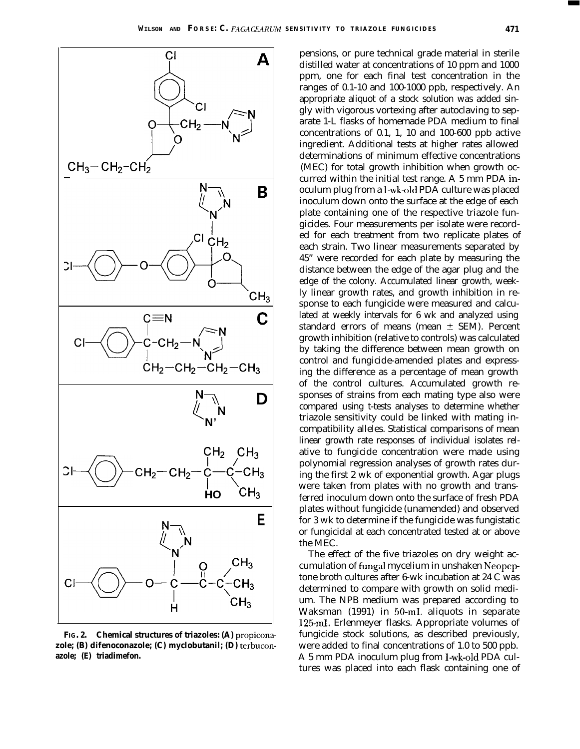FIG. 2. Chemical structures of triazoles: (A) propiconazole; (B) difenoconazole; (C) myclobutanil; (D) terbuconazole; (E) triadimefon.

pensions, or pure technical grade material in sterile distilled water at concentrations of 10 ppm and 1000 ppm, one for each final test concentration in the ranges of 0.1-10 and 100-1000 ppb, respectively. An appropriate aliquot of a stock solution was added singly with vigorous vortexing after autoclaving to separate 1-L flasks of homemade PDA medium to final concentrations of 0.1, 1, 10 and 100-600 ppb active ingredient. Additional tests at higher rates allowed determinations of minimum effective concentrations (MEC) for total growth inhibition when growth occurred within the initial test range. A 5 mm PDA inoculum plug from a 1-wk-old PDA culture was placed inoculum down onto the surface at the edge of each plate containing one of the respective triazole fungicides. Four measurements per isolate were recorded for each treatment from two replicate plates of each strain. Two linear measurements separated by 45" were recorded for each plate by measuring the distance between the edge of the agar plug and the edge of the colony. Accumulated linear growth, weekly linear growth rates, and growth inhibition in response to each fungicide were measured and calculated at weekly intervals for 6 wk and analyzed using standard errors of means (mean $\pm$ SEM). Percent growth inhibition (relative to controls) was calculated by taking the difference between mean growth on control and fungicide-amended plates and expressing the difference as a percentage of mean growth of the control cultures. Accumulated growth responses of strains from each mating type also were compared using t-tests analyses to determine whether triazole sensitivity could be linked with mating incompatibility alleles. Statistical comparisons of mean linear growth rate responses of individual isolates relative to fungicide concentration were made using polynomial regression analyses of growth rates during the first 2 wk of exponential growth. Agar plugs were taken from plates with no growth and transferred inoculum down onto the surface of fresh PDA plates without fungicide (unamended) and observed for 3 wk to determine if the fungicide was fungistatic or fungicidal at each concentrated tested at or above the MEC.

The effect of the five triazoles on dry weight accumulation of fungal mycelium in unshaken Neopeptone broth cultures after 6-wk incubation at 24 C was determined to compare with growth on solid medium. The NPB medium was prepared according to Waksman (1991) in 50-mL aliquots in separate 125-mL Erlenmeyer flasks. Appropriate volumes of fungicide stock solutions, as described previously, were added to final concentrations of 1.0 to 500 ppb. A 5 mm PDA inoculum plug from 1-wk-old PDA cultures was placed into each flask containing one of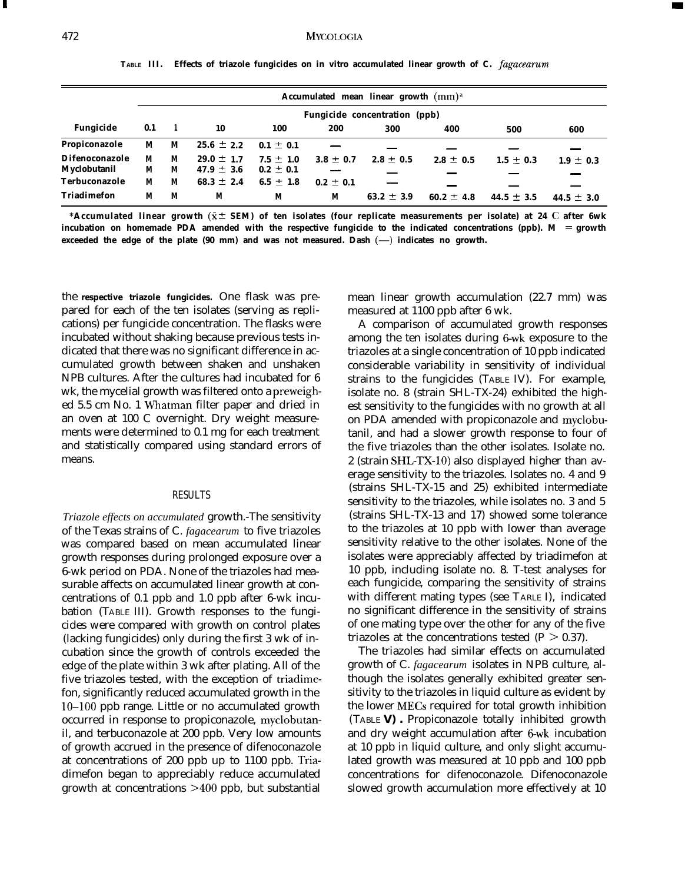**TABLE III. Effects of triazole fungicides on in vitro accumulated linear growth of C. *fagacearum***

| | Accumulated mean linear growth (mm)[a] | | | | | | | | |
|---|---|---|---|---|---|---|---|---|---|
| | Fungicide concentration (ppb) | | | | | | | | |
| Fungicide | 0.1 | 1 | 10 | 100 | 200 | 300 | 400 | 500 | 600 |
| Propiconazole | M | M | 25.6 ± 2.2 | 0.1 ± 0.1 | — | — | — | — | — |
| Difenoconazole | M | M | 29.0 ± 1.7 | 7.5 ± 1.0 | 3.8 ± 0.7 | 2.8 ± 0.5 | 2.8 ± 0.5 | 1.5 ± 0.3 | 1.9 ± 0.3 |
| Myclobutanil | M | M | 47.9 ± 3.6 | 0.2 ± 0.1 | — | — | — | — | — |
| Terbuconazole | M | M | 68.3 ± 2.4 | 6.5 ± 1.8 | 0.2 ± 0.1 | — | — | — | — |
| Triadimefon | M | M | M | M | M | 63.2 ± 3.9 | 60.2 ± 4.8 | 44.5 ± 3.5 | 44.5 ± 3.0 |

[a]Accumulated linear growth ($\bar{x} \pm$ SEM) of ten isolates (four replicate measurements per isolate) at 24 C after 6wk incubation on homemade PDA amended with the respective fungicide to the indicated concentrations (ppb). M = growth exceeded the edge of the plate (90 mm) and was not measured. Dash (—) indicates no growth.

the respective triazole fungicides. One flask was prepared for each of the ten isolates (serving as replications) per fungicide concentration. The flasks were incubated without shaking because previous tests indicated that there was no significant difference in accumulated growth between shaken and unshaken NPB cultures. After the cultures had incubated for 6 wk, the mycelial growth was filtered onto a preweighed 5.5 cm No. 1 Whatman filter paper and dried in an oven at 100 C overnight. Dry weight measurements were determined to 0.1 mg for each treatment and statistically compared using standard errors of means.

## RESULTS

*Triazole effects on accumulated growth.*—The sensitivity of the Texas strains of C. *fagacearum* to five triazoles was compared based on mean accumulated linear growth responses during prolonged exposure over a 6-wk period on PDA. None of the triazoles had measurable affects on accumulated linear growth at concentrations of 0.1 ppb and 1.0 ppb after 6-wk incubation (TABLE III). Growth responses to the fungicides were compared with growth on control plates (lacking fungicides) only during the first 3 wk of incubation since the growth of controls exceeded the edge of the plate within 3 wk after plating. All of the five triazoles tested, with the exception of triadimefon, significantly reduced accumulated growth in the 10–100 ppb range. Little or no accumulated growth occurred in response to propiconazole, myclobutanil, and terbuconazole at 200 ppb. Very low amounts of growth accrued in the presence of difenoconazole at concentrations of 200 ppb up to 1100 ppb. Triadimefon began to appreciably reduce accumulated growth at concentrations >400 ppb, but substantial mean linear growth accumulation (22.7 mm) was measured at 1100 ppb after 6 wk.

A comparison of accumulated growth responses among the ten isolates during 6-wk exposure to the triazoles at a single concentration of 10 ppb indicated considerable variability in sensitivity of individual strains to the fungicides (TABLE IV). For example, isolate no. 8 (strain SHL-TX-24) exhibited the highest sensitivity to the fungicides with no growth at all on PDA amended with propiconazole and myclobutanil, and had a slower growth response to four of the five triazoles than the other isolates. Isolate no. 2 (strain SHL-TX-10) also displayed higher than average sensitivity to the triazoles. Isolates no. 4 and 9 (strains SHL-TX-15 and 25) exhibited intermediate sensitivity to the triazoles, while isolates no. 3 and 5 (strains SHL-TX-13 and 17) showed some tolerance to the triazoles at 10 ppb with lower than average sensitivity relative to the other isolates. None of the isolates were appreciably affected by triadimefon at 10 ppb, including isolate no. 8. T-test analyses for each fungicide, comparing the sensitivity of strains with different mating types (see TABLE I), indicated no significant difference in the sensitivity of strains of one mating type over the other for any of the five triazoles at the concentrations tested ($P > 0.37$).

The triazoles had similar effects on accumulated growth of C. *fagacearum* isolates in NPB culture, although the isolates generally exhibited greater sensitivity to the triazoles in liquid culture as evident by the lower MECs required for total growth inhibition (TABLE V). Propiconazole totally inhibited growth and dry weight accumulation after 6-wk incubation at 10 ppb in liquid culture, and only slight accumulated growth was measured at 10 ppb and 100 ppb concentrations for difenoconazole. Difenoconazole slowed growth accumulation more effectively at 10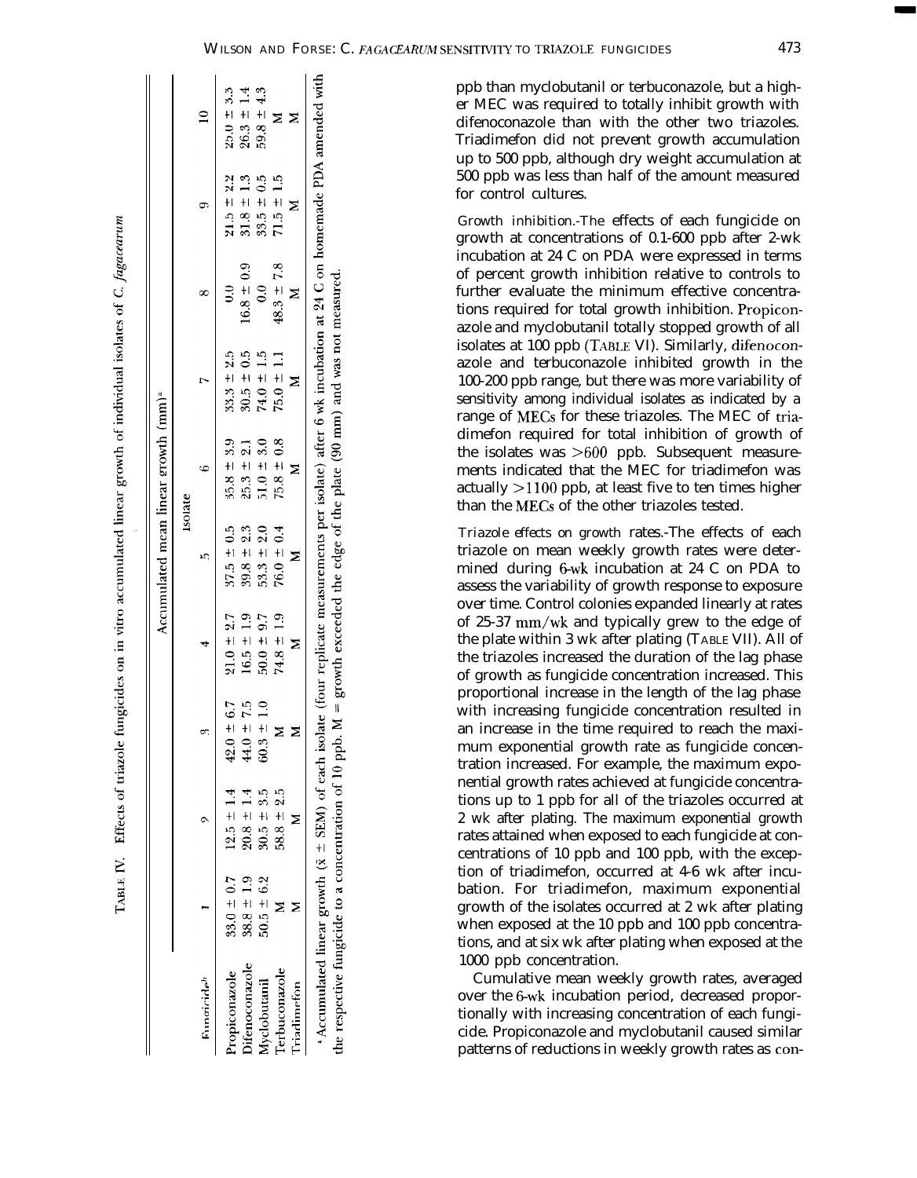TABLE IV. Effects of triazole fungicides on in vitro accumulated linear growth of individual isolates of *C. fagacearum*

| Fungicide[b] | Accumulated mean linear growth (mm)[a] | | | | | | | | | |
|---|---|---|---|---|---|---|---|---|---|---|
| | Isolate | | | | | | | | | |
| | 1 | 2 | 3 | 4 | 5 | 6 | 7 | 8 | 9 | 10 |
| Propiconazole | 33.0 ± 0.7 | 12.5 ± 1.4 | 42.0 ± 6.7 | 21.0 ± 2.7 | 37.5 ± 0.5 | 35.8 ± 3.9 | 33.3 ± 2.5 | 0.0 | 21.5 ± 2.2 | 25.0 ± 3.3 |
| Difenoconazole | 38.8 ± 1.9 | 20.8 ± 1.4 | 44.0 ± 7.5 | 16.5 ± 1.9 | 39.8 ± 2.3 | 25.3 ± 2.1 | 30.5 ± 0.5 | 16.8 ± 0.9 | 31.8 ± 1.3 | 26.3 ± 1.4 |
| Myclobutanil | 50.5 ± 6.2 | 30.5 ± 3.5 | 60.3 ± 1.0 | 50.0 ± 9.7 | 53.3 ± 2.0 | 51.0 ± 3.0 | 74.0 ± 1.5 | 0.0 | 33.5 ± 0.5 | 59.8 ± 4.3 |
| Terbuconazole | M | 58.8 ± 2.5 | M | 74.8 ± 1.9 | 76.0 ± 0.4 | 75.8 ± 0.8 | 75.0 ± 1.1 | 48.3 ± 7.8 | 71.5 ± 1.5 | M |
| Triadimefon | M | M | M | M | M | M | M | M | M | M |

[a] Accumulated linear growth ($\bar{x}$ ± SEM) of each isolate (four replicate measurements per isolate) after 6 wk incubation at 24 C on homemade PDA amended with the respective fungicide to a concentration of 10 ppb. M = growth exceeded the edge of the plate (90 mm) and was not measured.

ppb than myclobutanil or terbuconazole, but a higher MEC was required to totally inhibit growth with difenoconazole than with the other two triazoles. Triadimefon did not prevent growth accumulation up to 500 ppb, although dry weight accumulation at 500 ppb was less than half of the amount measured for control cultures.

*Growth inhibition.*-The effects of each fungicide on growth at concentrations of 0.1-600 ppb after 2-wk incubation at 24 C on PDA were expressed in terms of percent growth inhibition relative to controls to further evaluate the minimum effective concentrations required for total growth inhibition. Propiconazole and myclobutanil totally stopped growth of all isolates at 100 ppb (TABLE VI). Similarly, difenoconazole and terbuconazole inhibited growth in the 100-200 ppb range, but there was more variability of sensitivity among individual isolates as indicated by a range of MECs for these triazoles. The MEC of triadimefon required for total inhibition of growth of the isolates was >600 ppb. Subsequent measurements indicated that the MEC for triadimefon was actually >1100 ppb, at least five to ten times higher than the MECs of the other triazoles tested.

*Triazole effects on growth rates.*-The effects of each triazole on mean weekly growth rates were determined during 6-wk incubation at 24 C on PDA to assess the variability of growth response to exposure over time. Control colonies expanded linearly at rates of 25-37 mm/wk and typically grew to the edge of the plate within 3 wk after plating (TABLE VII). All of the triazoles increased the duration of the lag phase of growth as fungicide concentration increased. This proportional increase in the length of the lag phase with increasing fungicide concentration resulted in an increase in the time required to reach the maximum exponential growth rate as fungicide concentration increased. For example, the maximum exponential growth rates achieved at fungicide concentrations up to 1 ppb for all of the triazoles occurred at 2 wk after plating. The maximum exponential growth rates attained when exposed to each fungicide at concentrations of 10 ppb and 100 ppb, with the exception of triadimefon, occurred at 4-6 wk after incubation. For triadimefon, maximum exponential growth of the isolates occurred at 2 wk after plating when exposed at the 10 ppb and 100 ppb concentrations, and at six wk after plating when exposed at the 1000 ppb concentration.

Cumulative mean weekly growth rates, averaged over the 6-wk incubation period, decreased proportionally with increasing concentration of each fungicide. Propiconazole and myclobutanil caused similar patterns of reductions in weekly growth rates as con-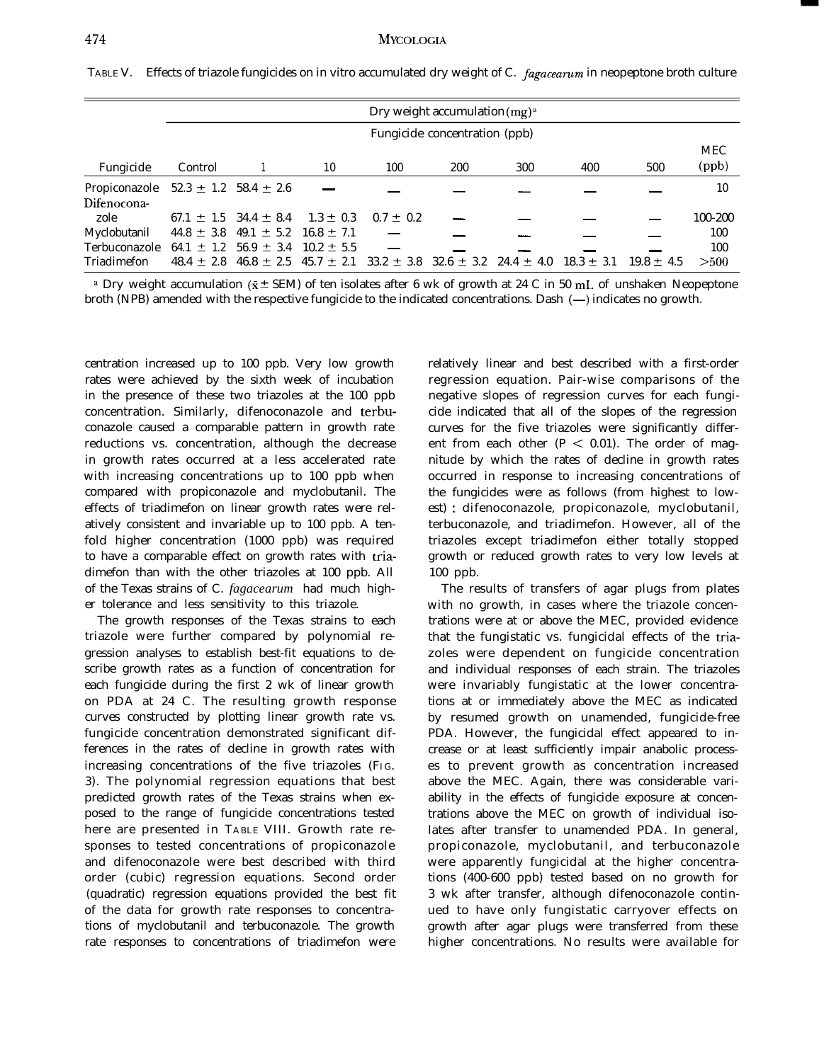TABLE V. Effects of triazole fungicides on in vitro accumulated dry weight of C. *fagacearum* in neopeptone broth culture

| | Dry weight accumulation (mg)[a] | | | | | | | | |
|---|---|---|---|---|---|---|---|---|---|
| | Fungicide concentration (ppb) | | | | | | | | |
| Fungicide | Control | 1 | 10 | 100 | 200 | 300 | 400 | 500 | MEC (ppb) |
| Propiconazole | 52.3 ± 1.2 | 58.4 ± 2.6 | — | — | — | — | — | — | 10 |
| Difenoconazole | 67.1 ± 1.5 | 34.4 ± 8.4 | 1.3 ± 0.3 | 0.7 ± 0.2 | — | — | — | — | 100-200 |
| Myclobutanil | 44.8 ± 3.8 | 49.1 ± 5.2 | 16.8 ± 7.1 | — | — | — | — | — | 100 |
| Terbuconazole | 64.1 ± 1.2 | 56.9 ± 3.4 | 10.2 ± 5.5 | — | — | — | — | — | 100 |
| Triadimefon | 48.4 ± 2.8 | 46.8 ± 2.5 | 45.7 ± 2.1 | 33.2 ± 3.8 | 32.6 ± 3.2 | 24.4 ± 4.0 | 18.3 ± 3.1 | 19.8 ± 4.5 | >500 |

[a] Dry weight accumulation ($\bar{x}$ ± SEM) of ten isolates after 6 wk of growth at 24 C in 50 mL of unshaken Neopeptone broth (NPB) amended with the respective fungicide to the indicated concentrations. Dash (—) indicates no growth.

centration increased up to 100 ppb. Very low growth rates were achieved by the sixth week of incubation in the presence of these two triazoles at the 100 ppb concentration. Similarly, difenoconazole and terbuconazole caused a comparable pattern in growth rate reductions vs. concentration, although the decrease in growth rates occurred at a less accelerated rate with increasing concentrations up to 100 ppb when compared with propiconazole and myclobutanil. The effects of triadimefon on linear growth rates were relatively consistent and invariable up to 100 ppb. A tenfold higher concentration (1000 ppb) was required to have a comparable effect on growth rates with triadimefon than with the other triazoles at 100 ppb. All of the Texas strains of C. *fagacearum* had much higher tolerance and less sensitivity to this triazole.

The growth responses of the Texas strains to each triazole were further compared by polynomial regression analyses to establish best-fit equations to describe growth rates as a function of concentration for each fungicide during the first 2 wk of linear growth on PDA at 24 C. The resulting growth response curves constructed by plotting linear growth rate vs. fungicide concentration demonstrated significant differences in the rates of decline in growth rates with increasing concentrations of the five triazoles (FIG. 3). The polynomial regression equations that best predicted growth rates of the Texas strains when exposed to the range of fungicide concentrations tested here are presented in TABLE VIII. Growth rate responses to tested concentrations of propiconazole and difenoconazole were best described with third order (cubic) regression equations. Second order (quadratic) regression equations provided the best fit of the data for growth rate responses to concentrations of myclobutanil and terbuconazole. The growth rate responses to concentrations of triadimefon were relatively linear and best described with a first-order regression equation. Pair-wise comparisons of the negative slopes of regression curves for each fungicide indicated that all of the slopes of the regression curves for the five triazoles were significantly different from each other ($P < 0.01$). The order of magnitude by which the rates of decline in growth rates occurred in response to increasing concentrations of the fungicides were as follows (from highest to lowest): difenoconazole, propiconazole, myclobutanil, terbuconazole, and triadimefon. However, all of the triazoles except triadimefon either totally stopped growth or reduced growth rates to very low levels at 100 ppb.

The results of transfers of agar plugs from plates with no growth, in cases where the triazole concentrations were at or above the MEC, provided evidence that the fungistatic vs. fungicidal effects of the triazoles were dependent on fungicide concentration and individual responses of each strain. The triazoles were invariably fungistatic at the lower concentrations at or immediately above the MEC as indicated by resumed growth on unamended, fungicide-free PDA. However, the fungicidal effect appeared to increase or at least sufficiently impair anabolic processes to prevent growth as concentration increased above the MEC. Again, there was considerable variability in the effects of fungicide exposure at concentrations above the MEC on growth of individual isolates after transfer to unamended PDA. In general, propiconazole, myclobutanil, and terbuconazole were apparently fungicidal at the higher concentrations (400-600 ppb) tested based on no growth for 3 wk after transfer, although difenoconazole continued to have only fungistatic carryover effects on growth after agar plugs were transferred from these higher concentrations. No results were available for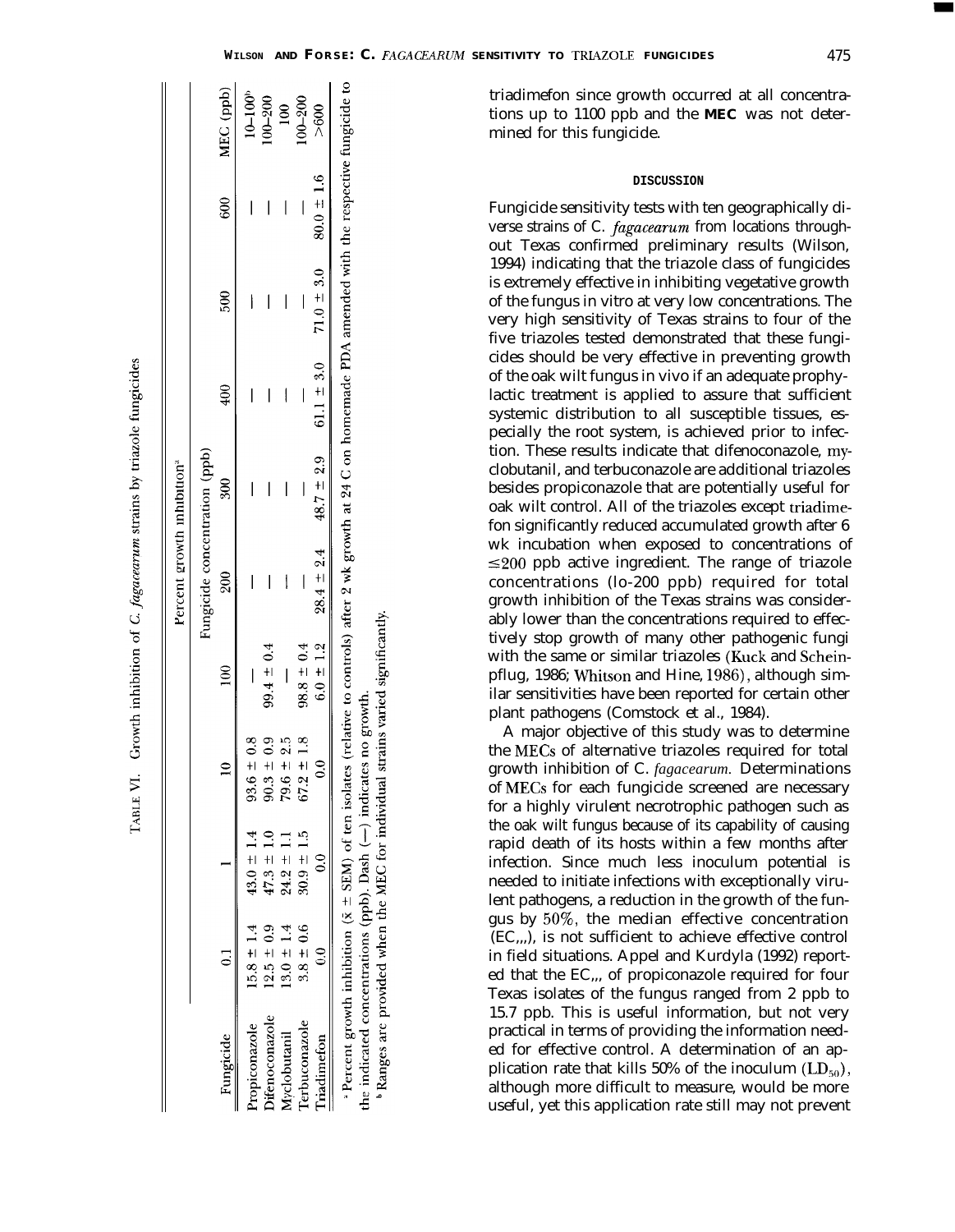TABLE VI. Growth inhibition of *C. fagacearum* strains by triazole fungicides

| Fungicide | Percent growth inhibition[a] | | | | | | | | | MEC (ppb) |
|---|---|---|---|---|---|---|---|---|---|---|
| | Fungicide concentration (ppb) | | | | | | | | | |
| | 0.1 | 1 | 10 | 100 | 200 | 300 | 400 | 500 | 600 | |
| Propiconazole | 15.8 ± 1.4 | 43.0 ± 1.4 | 93.6 ± 0.8 | — | — | — | — | — | — | 10–100[b] |
| Difenoconazole | 12.5 ± 0.9 | 47.3 ± 1.0 | 90.3 ± 0.9 | 99.4 ± 0.4 | — | — | — | — | — | 100–200 |
| Myclobutanil | 13.0 ± 1.4 | 24.2 ± 1.1 | 79.6 ± 2.5 | — | — | — | — | — | — | 100 |
| Terbuconazole | 3.8 ± 0.6 | 30.9 ± 1.5 | 67.2 ± 1.8 | 98.8 ± 0.4 | — | — | — | — | — | 100–200 |
| Triadimefon | 0.0 | 0.0 | 0.0 | 6.0 ± 1.2 | 28.4 ± 2.4 | 48.7 ± 2.9 | 61.1 ± 3.0 | 71.0 ± 3.0 | 80.0 ± 1.6 | >600 |

[a] Percent growth inhibition ($\bar{x}$ ± SEM) of ten isolates (relative to controls) after 2 wk growth at 24 C on homemade PDA amended with the respective fungicide to the indicated concentrations (ppb). Dash (—) indicates no growth.

[b] Ranges are provided when the MEC for individual strains varied significantly.

triadimefon since growth occurred at all concentrations up to 1100 ppb and the MEC was not determined for this fungicide.

## DISCUSSION

Fungicide sensitivity tests with ten geographically diverse strains of *C. fagacearum* from locations throughout Texas confirmed preliminary results (Wilson, 1994) indicating that the triazole class of fungicides is extremely effective in inhibiting vegetative growth of the fungus in vitro at very low concentrations. The very high sensitivity of Texas strains to four of the five triazoles tested demonstrated that these fungicides should be very effective in preventing growth of the oak wilt fungus in vivo if an adequate prophylactic treatment is applied to assure that sufficient systemic distribution to all susceptible tissues, especially the root system, is achieved prior to infection. These results indicate that difenoconazole, myclobutanil, and terbuconazole are additional triazoles besides propiconazole that are potentially useful for oak wilt control. All of the triazoles except triadimefon significantly reduced accumulated growth after 6 wk incubation when exposed to concentrations of ≤200 ppb active ingredient. The range of triazole concentrations (10-200 ppb) required for total growth inhibition of the Texas strains was considerably lower than the concentrations required to effectively stop growth of many other pathogenic fungi with the same or similar triazoles (Kuck and Scheinpflug, 1986; Whitson and Hine, 1986), although similar sensitivities have been reported for certain other plant pathogens (Comstock et al., 1984).

A major objective of this study was to determine the MECs of alternative triazoles required for total growth inhibition of *C. fagacearum*. Determinations of MECs for each fungicide screened are necessary for a highly virulent necrotrophic pathogen such as the oak wilt fungus because of its capability of causing rapid death of its hosts within a few months after infection. Since much less inoculum potential is needed to initiate infections with exceptionally virulent pathogens, a reduction in the growth of the fungus by 50%, the median effective concentration ($EC_{50}$), is not sufficient to achieve effective control in field situations. Appel and Kurdyla (1992) reported that the $EC_{50}$ of propiconazole required for four Texas isolates of the fungus ranged from 2 ppb to 15.7 ppb. This is useful information, but not very practical in terms of providing the information needed for effective control. A determination of an application rate that kills 50% of the inoculum ($LD_{50}$), although more difficult to measure, would be more useful, yet this application rate still may not prevent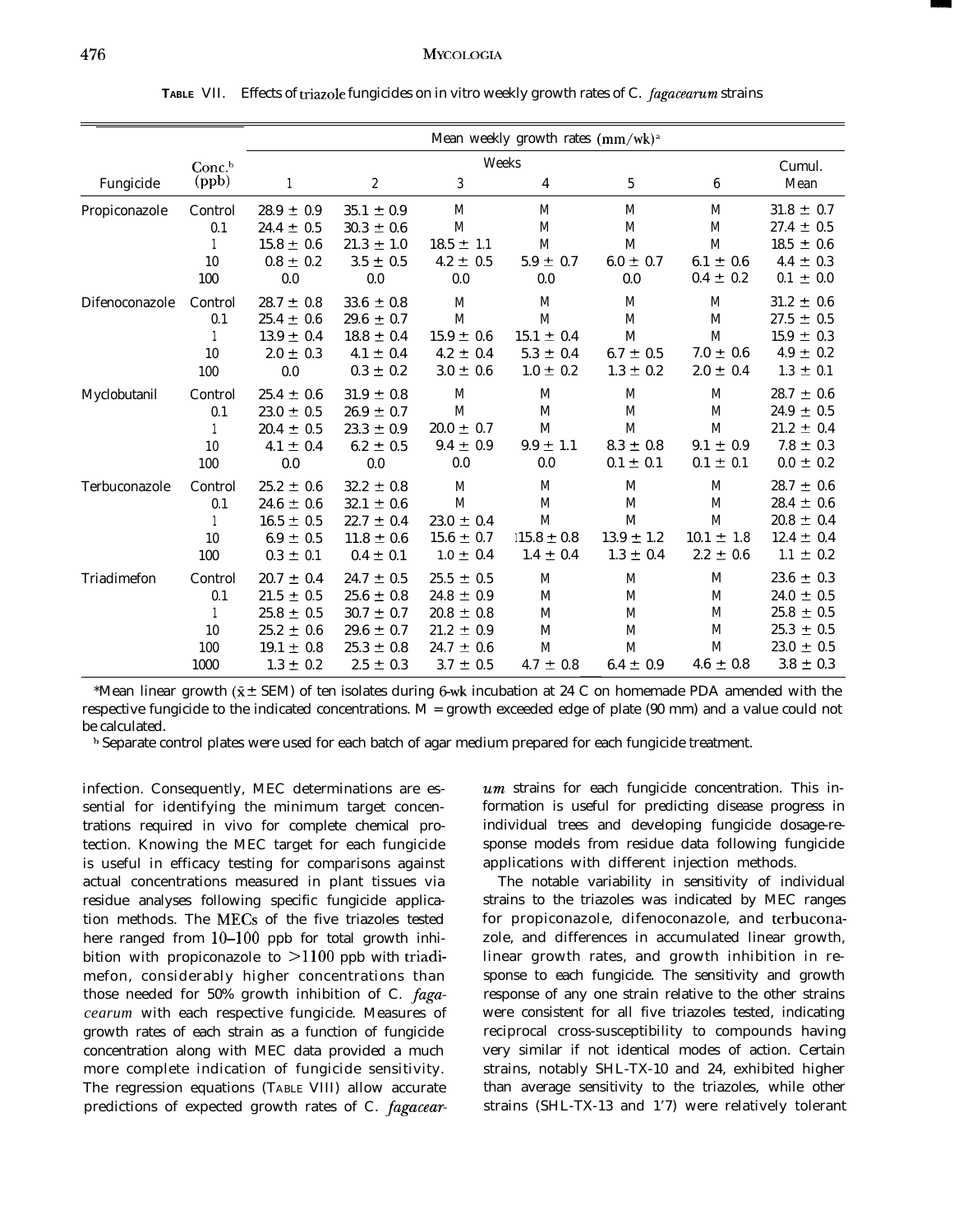TABLE VII. Effects of triazole fungicides on in vitro weekly growth rates of *C. fagacearum* strains

| Fungicide | Conc.[b] (ppb) | Mean weekly growth rates (mm/wk)[a] | | | | | | |
|---|---|---|---|---|---|---|---|---|
| | | Weeks | | | | | | Cumul. |
| | | 1 | 2 | 3 | 4 | 5 | 6 | Mean |
| Propiconazole | Control | 28.9 ± 0.9 | 35.1 ± 0.9 | M | M | M | M | 31.8 ± 0.7 |
| | 0.1 | 24.4 ± 0.5 | 30.3 ± 0.6 | M | M | M | M | 27.4 ± 0.5 |
| | 1 | 15.8 ± 0.6 | 21.3 ± 1.0 | 18.5 ± 1.1 | M | M | M | 18.5 ± 0.6 |
| | 10 | 0.8 ± 0.2 | 3.5 ± 0.5 | 4.2 ± 0.5 | 5.9 ± 0.7 | 6.0 ± 0.7 | 6.1 ± 0.6 | 4.4 ± 0.3 |
| | 100 | 0.0 | 0.0 | 0.0 | 0.0 | 0.0 | 0.4 ± 0.2 | 0.1 ± 0.0 |
| Difenoconazole | Control | 28.7 ± 0.8 | 33.6 ± 0.8 | M | M | M | M | 31.2 ± 0.6 |
| | 0.1 | 25.4 ± 0.6 | 29.6 ± 0.7 | M | M | M | M | 27.5 ± 0.5 |
| | 1 | 13.9 ± 0.4 | 18.8 ± 0.4 | 15.9 ± 0.6 | 15.1 ± 0.4 | M | M | 15.9 ± 0.3 |
| | 10 | 2.0 ± 0.3 | 4.1 ± 0.4 | 4.2 ± 0.4 | 5.3 ± 0.4 | 6.7 ± 0.5 | 7.0 ± 0.6 | 4.9 ± 0.2 |
| | 100 | 0.0 | 0.3 ± 0.2 | 3.0 ± 0.6 | 1.0 ± 0.2 | 1.3 ± 0.2 | 2.0 ± 0.4 | 1.3 ± 0.1 |
| Myclobutanil | Control | 25.4 ± 0.6 | 31.9 ± 0.8 | M | M | M | M | 28.7 ± 0.6 |
| | 0.1 | 23.0 ± 0.5 | 26.9 ± 0.7 | M | M | M | M | 24.9 ± 0.5 |
| | 1 | 20.4 ± 0.5 | 23.3 ± 0.9 | 20.0 ± 0.7 | M | M | M | 21.2 ± 0.4 |
| | 10 | 4.1 ± 0.4 | 6.2 ± 0.5 | 9.4 ± 0.9 | 9.9 ± 1.1 | 8.3 ± 0.8 | 9.1 ± 0.9 | 7.8 ± 0.3 |
| | 100 | 0.0 | 0.0 | 0.0 | 0.0 | 0.1 ± 0.1 | 0.1 ± 0.1 | 0.0 ± 0.2 |
| Terbuconazole | Control | 25.2 ± 0.6 | 32.2 ± 0.8 | M | M | M | M | 28.7 ± 0.6 |
| | 0.1 | 24.6 ± 0.6 | 32.1 ± 0.6 | M | M | M | M | 28.4 ± 0.6 |
| | 1 | 16.5 ± 0.5 | 22.7 ± 0.4 | 23.0 ± 0.4 | M | M | M | 20.8 ± 0.4 |
| | 10 | 6.9 ± 0.5 | 11.8 ± 0.6 | 15.6 ± 0.7 | 15.8 ± 0.8 | 13.9 ± 1.2 | 10.1 ± 1.8 | 12.4 ± 0.4 |
| | 100 | 0.3 ± 0.1 | 0.4 ± 0.1 | 1.0 ± 0.4 | 1.4 ± 0.4 | 1.3 ± 0.4 | 2.2 ± 0.6 | 1.1 ± 0.2 |
| Triadimefon | Control | 20.7 ± 0.4 | 24.7 ± 0.5 | 25.5 ± 0.5 | M | M | M | 23.6 ± 0.3 |
| | 0.1 | 21.5 ± 0.5 | 25.6 ± 0.8 | 24.8 ± 0.9 | M | M | M | 24.0 ± 0.5 |
| | 1 | 25.8 ± 0.5 | 30.7 ± 0.7 | 20.8 ± 0.8 | M | M | M | 25.8 ± 0.5 |
| | 10 | 25.2 ± 0.6 | 29.6 ± 0.7 | 21.2 ± 0.9 | M | M | M | 25.3 ± 0.5 |
| | 100 | 19.1 ± 0.8 | 25.3 ± 0.8 | 24.7 ± 0.6 | M | M | M | 23.0 ± 0.5 |
| | 1000 | 1.3 ± 0.2 | 2.5 ± 0.3 | 3.7 ± 0.5 | 4.7 ± 0.8 | 6.4 ± 0.9 | 4.6 ± 0.8 | 3.8 ± 0.3 |

[a] Mean linear growth ($\bar{x} \pm$ SEM) of ten isolates during 6-wk incubation at 24 C on homemade PDA amended with the respective fungicide to the indicated concentrations. M = growth exceeded edge of plate (90 mm) and a value could not be calculated.

[b] Separate control plates were used for each batch of agar medium prepared for each fungicide treatment.

infection. Consequently, MEC determinations are essential for identifying the minimum target concentrations required in vivo for complete chemical protection. Knowing the MEC target for each fungicide is useful in efficacy testing for comparisons against actual concentrations measured in plant tissues via residue analyses following specific fungicide application methods. The MECs of the five triazoles tested here ranged from 10–100 ppb for total growth inhibition with propiconazole to >1100 ppb with triadimefon, considerably higher concentrations than those needed for 50% growth inhibition of *C. fagacearum* with each respective fungicide. Measures of growth rates of each strain as a function of fungicide concentration along with MEC data provided a much more complete indication of fungicide sensitivity. The regression equations (TABLE VIII) allow accurate predictions of expected growth rates of *C. fagacearum* strains for each fungicide concentration. This information is useful for predicting disease progress in individual trees and developing fungicide dosage-response models from residue data following fungicide applications with different injection methods.

The notable variability in sensitivity of individual strains to the triazoles was indicated by MEC ranges for propiconazole, difenoconazole, and terbuconazole, and differences in accumulated linear growth, linear growth rates, and growth inhibition in response to each fungicide. The sensitivity and growth response of any one strain relative to the other strains were consistent for all five triazoles tested, indicating reciprocal cross-susceptibility to compounds having very similar if not identical modes of action. Certain strains, notably SHL-TX-10 and 24, exhibited higher than average sensitivity to the triazoles, while other strains (SHL-TX-13 and 1'7) were relatively tolerant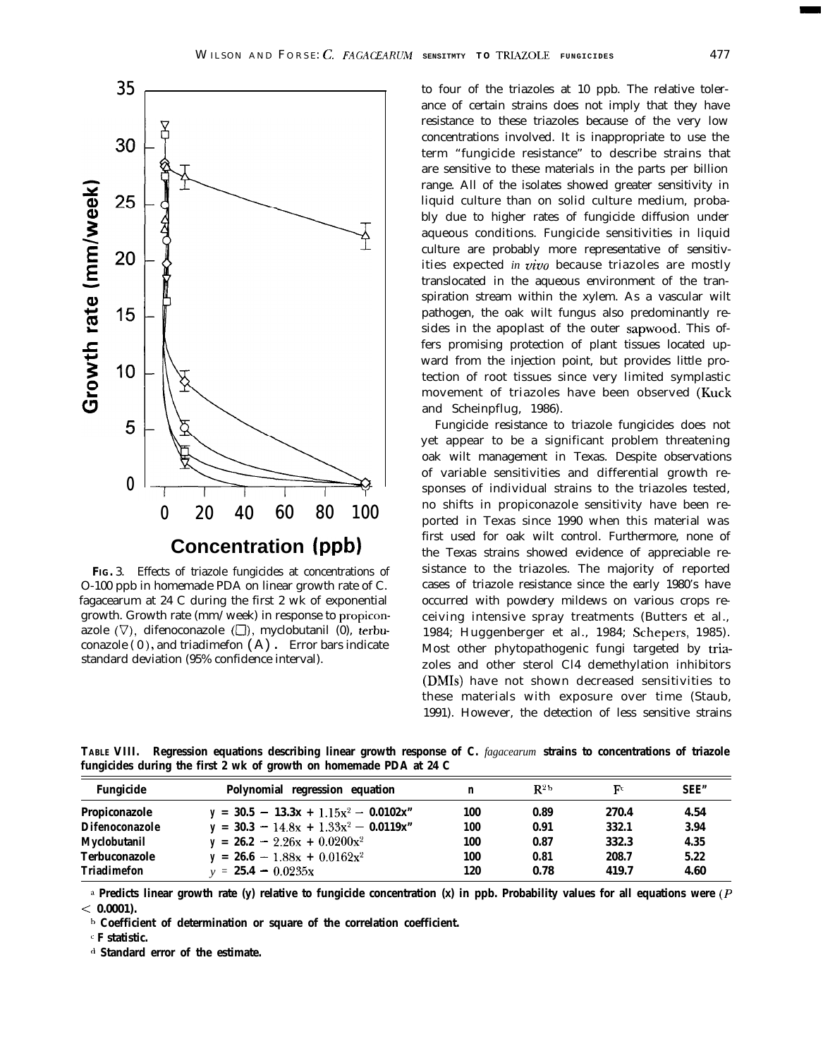**FIG. 3.** Effects of triazole fungicides at concentrations of O-100 ppb in homemade PDA on linear growth rate of C. fagacearum at 24 C during the first 2 wk of exponential growth. Growth rate (mm/ week) in response to propiconazole (▽), difenoconazole (□), myclobutanil (0), terbuconazole (0), and triadimefon (A). Error bars indicate standard deviation (95% confidence interval).

to four of the triazoles at 10 ppb. The relative tolerance of certain strains does not imply that they have resistance to these triazoles because of the very low concentrations involved. It is inappropriate to use the term "fungicide resistance" to describe strains that are sensitive to these materials in the parts per billion range. All of the isolates showed greater sensitivity in liquid culture than on solid culture medium, probably due to higher rates of fungicide diffusion under aqueous conditions. Fungicide sensitivities in liquid culture are probably more representative of sensitivities expected *in vivo* because triazoles are mostly translocated in the aqueous environment of the transpiration stream within the xylem. As a vascular wilt pathogen, the oak wilt fungus also predominantly resides in the apoplast of the outer sapwood. This offers promising protection of plant tissues located upward from the injection point, but provides little protection of root tissues since very limited symplastic movement of triazoles have been observed (Kuck and Scheinpflug, 1986).

Fungicide resistance to triazole fungicides does not yet appear to be a significant problem threatening oak wilt management in Texas. Despite observations of variable sensitivities and differential growth responses of individual strains to the triazoles tested, no shifts in propiconazole sensitivity have been reported in Texas since 1990 when this material was first used for oak wilt control. Furthermore, none of the Texas strains showed evidence of appreciable resistance to the triazoles. The majority of reported cases of triazole resistance since the early 1980's have occurred with powdery mildews on various crops receiving intensive spray treatments (Butters et al., 1984; Huggenberger et al., 1984; Schepers, 1985). Most other phytopathogenic fungi targeted by triazoles and other sterol C14 demethylation inhibitors (DMIs) have not shown decreased sensitivities to these materials with exposure over time (Staub, 1991). However, the detection of less sensitive strains

**TABLE VIII. Regression equations describing linear growth response of C. *fagacearum* strains to concentrations of triazole fungicides during the first 2 wk of growth on homemade PDA at 24 C**

| Fungicide | Polynomial regression equation | n | $R^2$ [b] | F [c] | SEE [d] |
|---|---|---|---|---|---|
| Propiconazole | $y = 30.5 - 13.3x + 1.15x^2 - 0.0102x^3$ | 100 | 0.89 | 270.4 | 4.54 |
| Difenoconazole | $y = 30.3 - 14.8x + 1.33x^2 - 0.0119x^3$ | 100 | 0.91 | 332.1 | 3.94 |
| Myclobutanil | $y = 26.2 - 2.26x + 0.0200x^2$ | 100 | 0.87 | 332.3 | 4.35 |
| Terbuconazole | $y = 26.6 - 1.88x + 0.0162x^2$ | 100 | 0.81 | 208.7 | 5.22 |
| Triadimefon | $y = 25.4 - 0.0235x$ | 120 | 0.78 | 419.7 | 4.60 |

[a] Predicts linear growth rate (y) relative to fungicide concentration (x) in ppb. Probability values for all equations were ($P < 0.0001$).

[b] Coefficient of determination or square of the correlation coefficient.

[c] F statistic.

[d] Standard error of the estimate.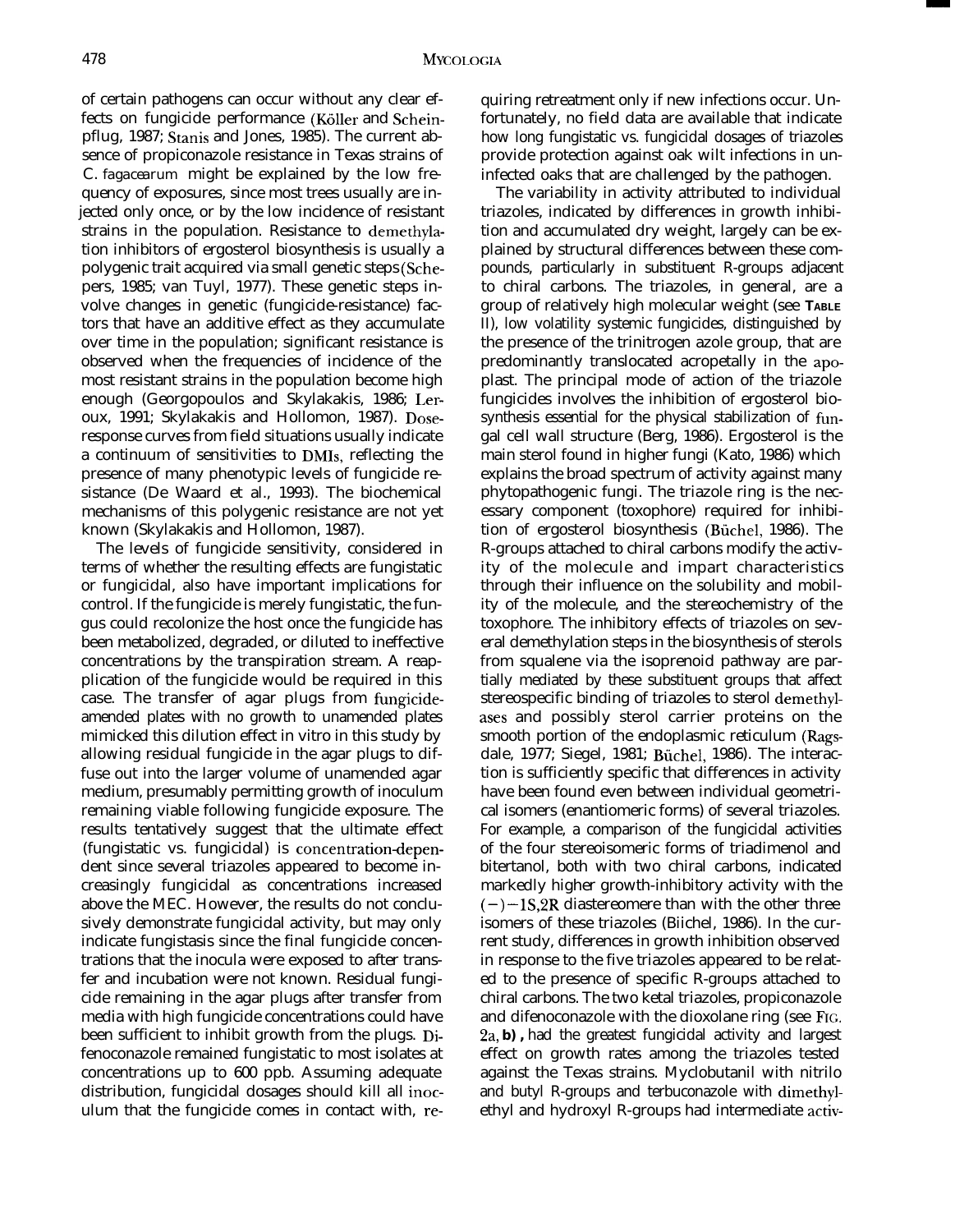of certain pathogens can occur without any clear effects on fungicide performance (Köller and Scheinpflug, 1987; Stanis and Jones, 1985). The current absence of propiconazole resistance in Texas strains of *C. fagacearum* might be explained by the low frequency of exposures, since most trees usually are injected only once, or by the low incidence of resistant strains in the population. Resistance to demethylation inhibitors of ergosterol biosynthesis is usually a polygenic trait acquired via small genetic steps (Schepers, 1985; van Tuyl, 1977). These genetic steps involve changes in genetic (fungicide-resistance) factors that have an additive effect as they accumulate over time in the population; significant resistance is observed when the frequencies of incidence of the most resistant strains in the population become high enough (Georgopoulos and Skylakakis, 1986; Leroux, 1991; Skylakakis and Hollomon, 1987). Dose-response curves from field situations usually indicate a continuum of sensitivities to DMIs, reflecting the presence of many phenotypic levels of fungicide resistance (De Waard et al., 1993). The biochemical mechanisms of this polygenic resistance are not yet known (Skylakakis and Hollomon, 1987).

The levels of fungicide sensitivity, considered in terms of whether the resulting effects are fungistatic or fungicidal, also have important implications for control. If the fungicide is merely fungistatic, the fungus could recolonize the host once the fungicide has been metabolized, degraded, or diluted to ineffective concentrations by the transpiration stream. A reapplication of the fungicide would be required in this case. The transfer of agar plugs from fungicide-amended plates with no growth to unamended plates mimicked this dilution effect in vitro in this study by allowing residual fungicide in the agar plugs to diffuse out into the larger volume of unamended agar medium, presumably permitting growth of inoculum remaining viable following fungicide exposure. The results tentatively suggest that the ultimate effect (fungistatic vs. fungicidal) is concentration-dependent since several triazoles appeared to become increasingly fungicidal as concentrations increased above the MEC. However, the results do not conclusively demonstrate fungicidal activity, but may only indicate fungistasis since the final fungicide concentrations that the inocula were exposed to after transfer and incubation were not known. Residual fungicide remaining in the agar plugs after transfer from media with high fungicide concentrations could have been sufficient to inhibit growth from the plugs. Difenoconazole remained fungistatic to most isolates at concentrations up to 600 ppb. Assuming adequate distribution, fungicidal dosages should kill all inoculum that the fungicide comes in contact with, requiring retreatment only if new infections occur. Unfortunately, no field data are available that indicate how long fungistatic vs. fungicidal dosages of triazoles provide protection against oak wilt infections in uninfected oaks that are challenged by the pathogen.

The variability in activity attributed to individual triazoles, indicated by differences in growth inhibition and accumulated dry weight, largely can be explained by structural differences between these compounds, particularly in substituent R-groups adjacent to chiral carbons. The triazoles, in general, are a group of relatively high molecular weight (see TABLE II), low volatility systemic fungicides, distinguished by the presence of the trinitrogen azole group, that are predominantly translocated acropetally in the apoplast. The principal mode of action of the triazole fungicides involves the inhibition of ergosterol biosynthesis essential for the physical stabilization of fungal cell wall structure (Berg, 1986). Ergosterol is the main sterol found in higher fungi (Kato, 1986) which explains the broad spectrum of activity against many phytopathogenic fungi. The triazole ring is the necessary component (toxophore) required for inhibition of ergosterol biosynthesis (Büchel, 1986). The R-groups attached to chiral carbons modify the activity of the molecule and impart characteristics through their influence on the solubility and mobility of the molecule, and the stereochemistry of the toxophore. The inhibitory effects of triazoles on several demethylation steps in the biosynthesis of sterols from squalene via the isoprenoid pathway are partially mediated by these substituent groups that affect stereospecific binding of triazoles to sterol demethylases and possibly sterol carrier proteins on the smooth portion of the endoplasmic reticulum (Ragsdale, 1977; Siegel, 1981; Büchel, 1986). The interaction is sufficiently specific that differences in activity have been found even between individual geometrical isomers (enantiomeric forms) of several triazoles. For example, a comparison of the fungicidal activities of the four stereoisomeric forms of triadimenol and bitertanol, both with two chiral carbons, indicated markedly higher growth-inhibitory activity with the (−)−1S,2R diastereomere than with the other three isomers of these triazoles (Büchel, 1986). In the current study, differences in growth inhibition observed in response to the five triazoles appeared to be related to the presence of specific R-groups attached to chiral carbons. The two ketal triazoles, propiconazole and difenoconazole with the dioxolane ring (see FIG. 2a, b), had the greatest fungicidal activity and largest effect on growth rates among the triazoles tested against the Texas strains. Myclobutanil with nitrilo and butyl R-groups and terbuconazole with dimethylethyl and hydroxyl R-groups had intermediate activ-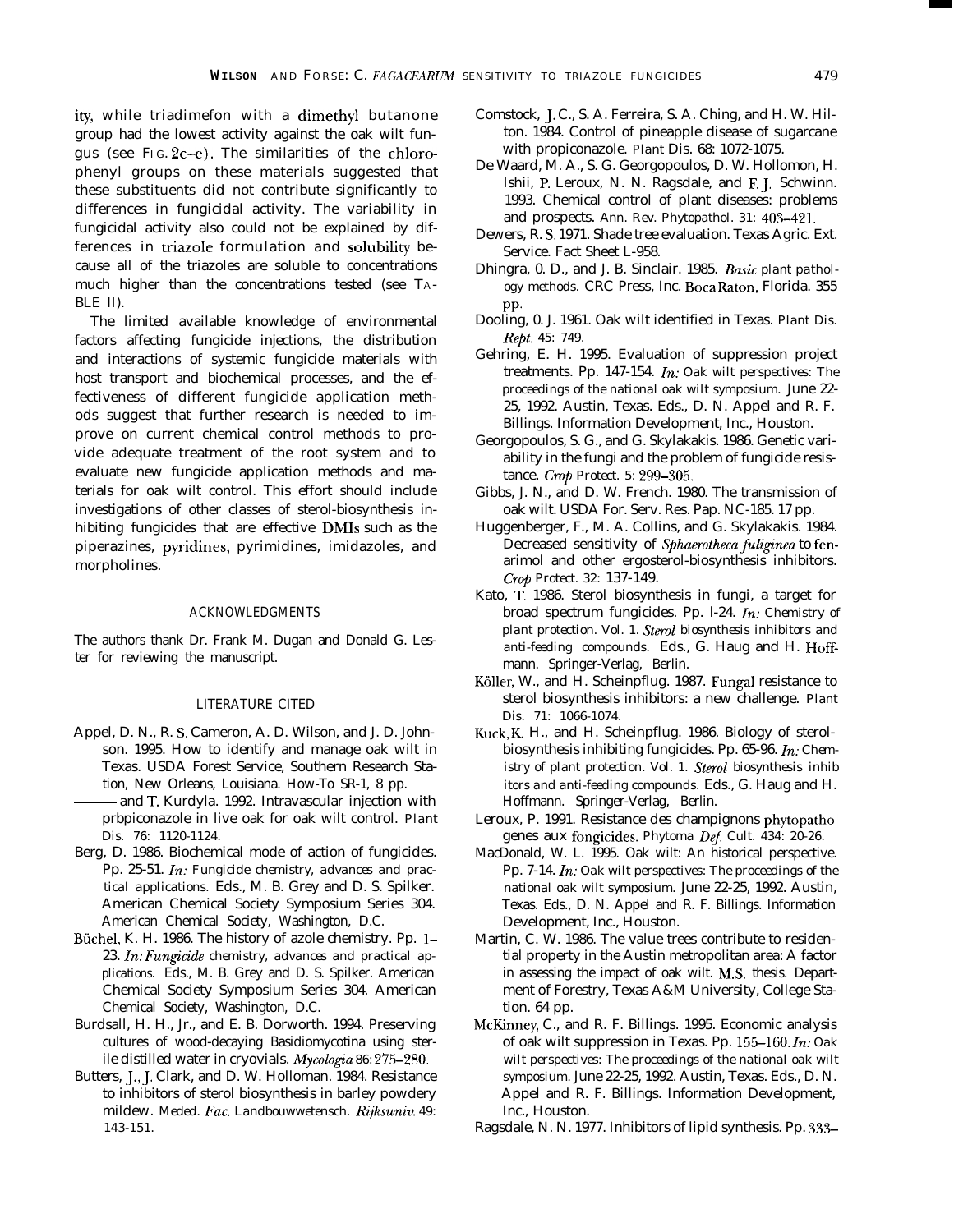ity, while triadimefon with a dimethyl butanone group had the lowest activity against the oak wilt fungus (see FIG. 2c–e). The similarities of the chlorophenyl groups on these materials suggested that these substituents did not contribute significantly to differences in fungicidal activity. The variability in fungicidal activity also could not be explained by differences in triazole formulation and solubility because all of the triazoles are soluble to concentrations much higher than the concentrations tested (see TABLE II).

The limited available knowledge of environmental factors affecting fungicide injections, the distribution and interactions of systemic fungicide materials with host transport and biochemical processes, and the effectiveness of different fungicide application methods suggest that further research is needed to improve on current chemical control methods to provide adequate treatment of the root system and to evaluate new fungicide application methods and materials for oak wilt control. This effort should include investigations of other classes of sterol-biosynthesis inhibiting fungicides that are effective DMIs such as the piperazines, pyridines, pyrimidines, imidazoles, and morpholines.

## ACKNOWLEDGMENTS

The authors thank Dr. Frank M. Dugan and Donald G. Lester for reviewing the manuscript.

## LITERATURE CITED

Appel, D. N., R. S. Cameron, A. D. Wilson, and J. D. Johnson. 1995. How to identify and manage oak wilt in Texas. USDA Forest Service, Southern Research Station, New Orleans, Louisiana. How-To SR-1, 8 pp.

——— and T. Kurdyla. 1992. Intravascular injection with prbpiconazole in live oak for oak wilt control. Plant Dis. 76: 1120-1124.

Berg, D. 1986. Biochemical mode of action of fungicides. Pp. 25-51. *In:* Fungicide chemistry, advances and practical applications. Eds., M. B. Grey and D. S. Spilker. American Chemical Society Symposium Series 304. American Chemical Society, Washington, D.C.

Büchel, K. H. 1986. The history of azole chemistry. Pp. 1–23. *In: Fungicide* chemistry, advances and practical applications. Eds., M. B. Grey and D. S. Spilker. American Chemical Society Symposium Series 304. American Chemical Society, Washington, D.C.

Burdsall, H. H., Jr., and E. B. Dorworth. 1994. Preserving cultures of wood-decaying Basidiomycotina using sterile distilled water in cryovials. *Mycologia* 86: 275–280.

Butters, J., J. Clark, and D. W. Holloman. 1984. Resistance to inhibitors of sterol biosynthesis in barley powdery mildew. Meded. *Fac.* Landbouwwetensch. *Rijksuniv.* 49: 143-151.

Comstock, J. C., S. A. Ferreira, S. A. Ching, and H. W. Hilton. 1984. Control of pineapple disease of sugarcane with propiconazole. Plant Dis. 68: 1072-1075.

De Waard, M. A., S. G. Georgopoulos, D. W. Hollomon, H. Ishii, P. Leroux, N. N. Ragsdale, and F. J. Schwinn. 1993. Chemical control of plant diseases: problems and prospects. Ann. Rev. Phytopathol. 31: 403–421.

Dewers, R. S. 1971. Shade tree evaluation. Texas Agric. Ext. Service. Fact Sheet L-958.

Dhingra, 0. D., and J. B. Sinclair. 1985. *Basic* plant pathology methods. CRC Press, Inc. Boca Raton, Florida. 355 pp.

Dooling, 0. J. 1961. Oak wilt identified in Texas. Plant Dis. *Rept.* 45: 749.

Gehring, E. H. 1995. Evaluation of suppression project treatments. Pp. 147-154. *In:* Oak wilt perspectives: The proceedings of the national oak wilt symposium. June 22-25, 1992. Austin, Texas. Eds., D. N. Appel and R. F. Billings. Information Development, Inc., Houston.

Georgopoulos, S. G., and G. Skylakakis. 1986. Genetic variability in the fungi and the problem of fungicide resistance. *Crop* Protect. 5: 299–305.

Gibbs, J. N., and D. W. French. 1980. The transmission of oak wilt. USDA For. Serv. Res. Pap. NC-185. 17 pp.

Huggenberger, F., M. A. Collins, and G. Skylakakis. 1984. Decreased sensitivity of *Sphaerotheca fuliginea* to fenarimol and other ergosterol-biosynthesis inhibitors. *Crop* Protect. 32: 137-149.

Kato, T. 1986. Sterol biosynthesis in fungi, a target for broad spectrum fungicides. Pp. l-24. *In:* Chemistry of plant protection. Vol. 1. *Sterol* biosynthesis inhibitors and anti-feeding compounds. Eds., G. Haug and H. Hoffmann. Springer-Verlag, Berlin.

Köller, W., and H. Scheinpflug. 1987. Fungal resistance to sterol biosynthesis inhibitors: a new challenge. Plant Dis. 71: 1066-1074.

Kuck, K. H., and H. Scheinpflug. 1986. Biology of sterol-biosynthesis inhibiting fungicides. Pp. 65-96. *In:* Chemistry of plant protection. Vol. 1. *Sterol* biosynthesis inhibitors and anti-feeding compounds. Eds., G. Haug and H. Hoffmann. Springer-Verlag, Berlin.

Leroux, P. 1991. Resistance des champignons phytopathogenes aux fongicides. Phytoma *Def.* Cult. 434: 20-26.

MacDonald, W. L. 1995. Oak wilt: An historical perspective. Pp. 7-14. *In:* Oak wilt perspectives: The proceedings of the national oak wilt symposium. June 22-25, 1992. Austin, Texas. Eds., D. N. Appel and R. F. Billings. Information Development, Inc., Houston.

Martin, C. W. 1986. The value trees contribute to residential property in the Austin metropolitan area: A factor in assessing the impact of oak wilt. M.S. thesis. Department of Forestry, Texas A&M University, College Station. 64 pp.

McKinney, C., and R. F. Billings. 1995. Economic analysis of oak wilt suppression in Texas. Pp. 155–160. *In:* Oak wilt perspectives: The proceedings of the national oak wilt symposium. June 22-25, 1992. Austin, Texas. Eds., D. N. Appel and R. F. Billings. Information Development, Inc., Houston.

Ragsdale, N. N. 1977. Inhibitors of lipid synthesis. Pp. 333–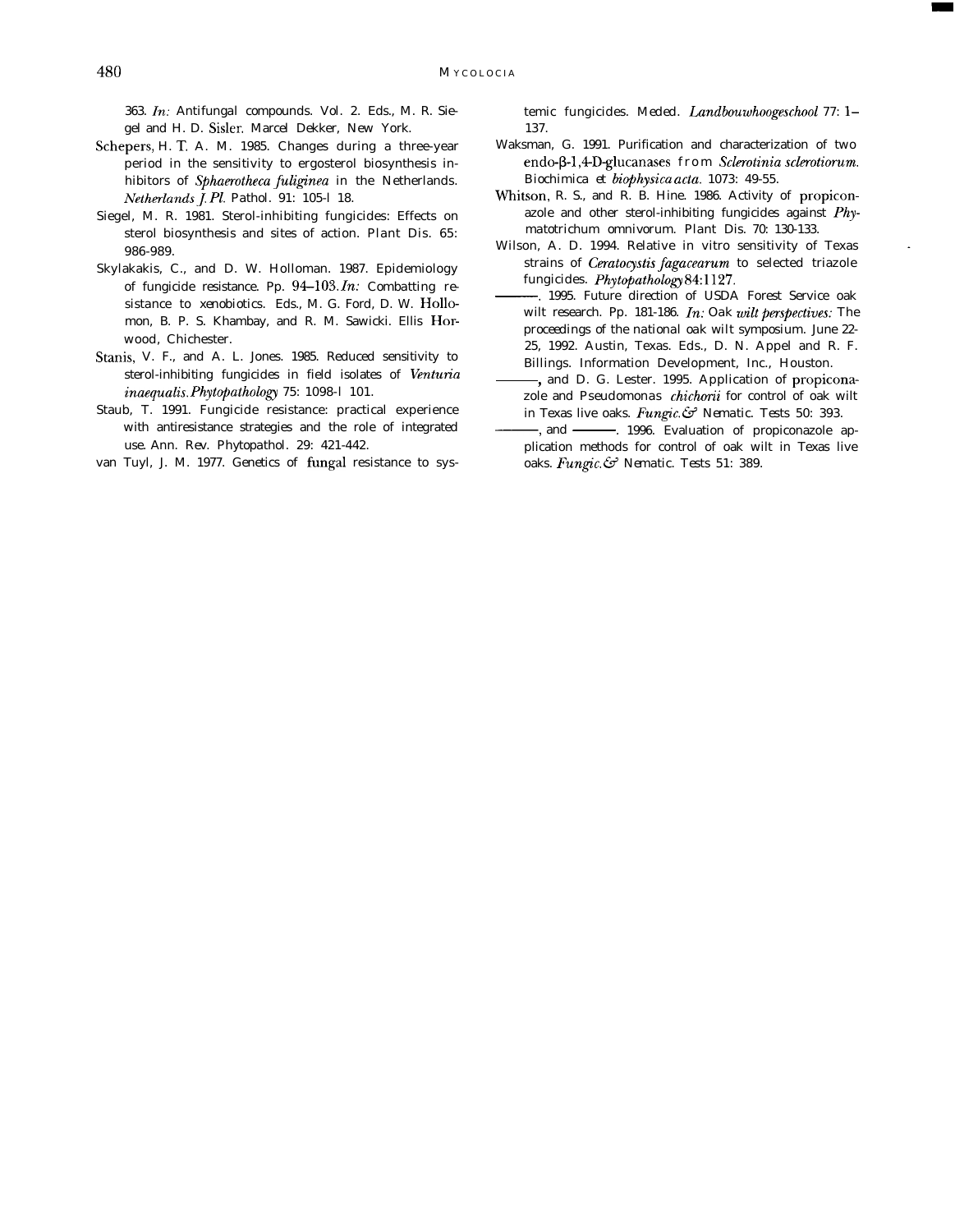363. *In:* Antifungal compounds. Vol. 2. Eds., M. R. Siegel and H. D. Sisler. Marcel Dekker, New York.

Schepers, H. T. A. M. 1985. Changes during a three-year period in the sensitivity to ergosterol biosynthesis inhibitors of *Sphaerotheca fuliginea* in the Netherlands. *Netherlands J. Pl.* Pathol. 91: 105-l 18.

Siegel, M. R. 1981. Sterol-inhibiting fungicides: Effects on sterol biosynthesis and sites of action. Plant Dis. 65: 986-989.

Skylakakis, C., and D. W. Holloman. 1987. Epidemiology of fungicide resistance. Pp. 94–103. *In:* Combatting resistance to xenobiotics. Eds., M. G. Ford, D. W. Hollomon, B. P. S. Khambay, and R. M. Sawicki. Ellis Horwood, Chichester.

Stanis, V. F., and A. L. Jones. 1985. Reduced sensitivity to sterol-inhibiting fungicides in field isolates of *Venturia inaequalis*. *Phytopathology* 75: 1098-l 101.

Staub, T. 1991. Fungicide resistance: practical experience with antiresistance strategies and the role of integrated use. Ann. Rev. Phytopathol. 29: 421-442.

van Tuyl, J. M. 1977. Genetics of fungal resistance to systemic fungicides. Meded. *Landbouwhoogeschool* 77: 1–137.

Waksman, G. 1991. Purification and characterization of two endo-β-1,4-D-glucanases from *Sclerotinia sclerotiorum.* Biochimica et *biophysica acta.* 1073: 49-55.

Whitson, R. S., and R. B. Hine. 1986. Activity of propiconazole and other sterol-inhibiting fungicides against *Phy*matotrichum omnivorum. Plant Dis. 70: 130-133.

Wilson, A. D. 1994. Relative in vitro sensitivity of Texas strains of *Ceratocystis fagacearum* to selected triazole fungicides. *Phytopathology* 84:1127.

———. 1995. Future direction of USDA Forest Service oak wilt research. Pp. 181-186. *In:* Oak *wilt perspectives:* The proceedings of the national oak wilt symposium. June 22-25, 1992. Austin, Texas. Eds., D. N. Appel and R. F. Billings. Information Development, Inc., Houston.

———, and D. G. Lester. 1995. Application of propiconazole and Pseudomonas *chichorii* for control of oak wilt in Texas live oaks. *Fungic.&* Nematic. Tests 50: 393.

———, and ———. 1996. Evaluation of propiconazole application methods for control of oak wilt in Texas live oaks. *Fungic.&* Nematic. Tests 51: 389.